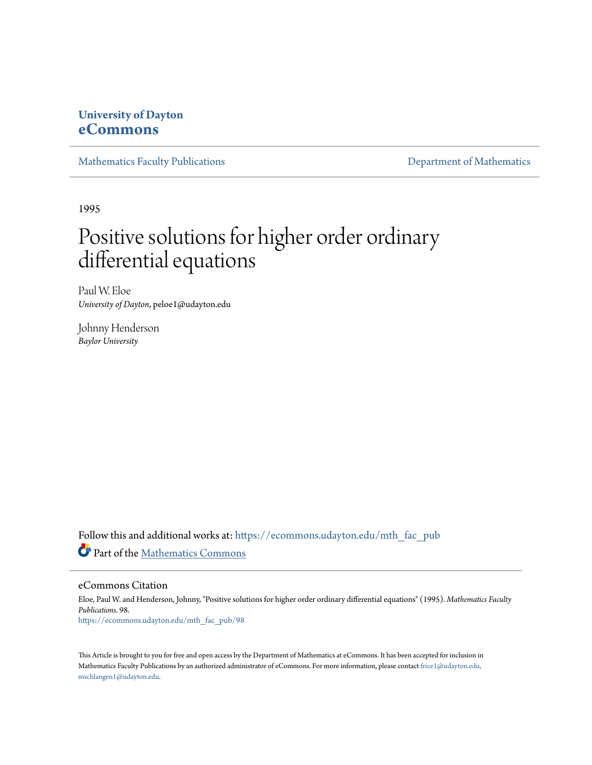**University of Dayton**
**eCommons**

Mathematics Faculty Publications | Department of Mathematics

1995

# Positive solutions for higher order ordinary differential equations

Paul W. Eloe
*University of Dayton*, peloe1@udayton.edu

Johnny Henderson
*Baylor University*

Follow this and additional works at: https://ecommons.udayton.edu/mth_fac_pub

Part of the Mathematics Commons

## eCommons Citation

Eloe, Paul W. and Henderson, Johnny, "Positive solutions for higher order ordinary differential equations" (1995). *Mathematics Faculty Publications*. 98.
https://ecommons.udayton.edu/mth_fac_pub/98

This Article is brought to you for free and open access by the Department of Mathematics at eCommons. It has been accepted for inclusion in Mathematics Faculty Publications by an authorized administrator of eCommons. For more information, please contact frice1@udayton.edu, mschlangen1@udayton.edu.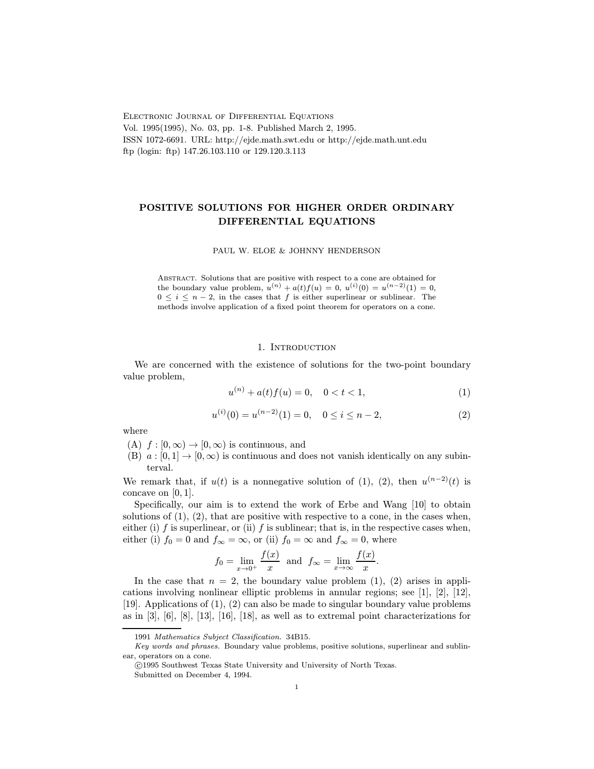Electronic Journal of Differential Equations
Vol. 1995(1995), No. 03, pp. 1-8. Published March 2, 1995.
ISSN 1072-6691. URL: http://ejde.math.swt.edu or http://ejde.math.unt.edu
ftp (login: ftp) 147.26.103.110 or 129.120.3.113

# POSITIVE SOLUTIONS FOR HIGHER ORDER ORDINARY DIFFERENTIAL EQUATIONS

PAUL W. ELOE & JOHNNY HENDERSON

Abstract. Solutions that are positive with respect to a cone are obtained for the boundary value problem, $u^{(n)} + a(t)f(u) = 0$, $u^{(i)}(0) = u^{(n-2)}(1) = 0$, $0 \le i \le n-2$, in the cases that $f$ is either superlinear or sublinear. The methods involve application of a fixed point theorem for operators on a cone.

## 1. Introduction

We are concerned with the existence of solutions for the two-point boundary value problem,

$$u^{(n)} + a(t)f(u) = 0, \quad 0 < t < 1, \tag{1}$$

$$u^{(i)}(0) = u^{(n-2)}(1) = 0, \quad 0 \le i \le n-2, \tag{2}$$

where

(A) $f : [0, \infty) \to [0, \infty)$ is continuous, and
(B) $a : [0, 1] \to [0, \infty)$ is continuous and does not vanish identically on any subinterval.

We remark that, if $u(t)$ is a nonnegative solution of (1), (2), then $u^{(n-2)}(t)$ is concave on $[0, 1]$.

Specifically, our aim is to extend the work of Erbe and Wang [10] to obtain solutions of (1), (2), that are positive with respective to a cone, in the cases when, either (i) $f$ is superlinear, or (ii) $f$ is sublinear; that is, in the respective cases when, either (i) $f_0 = 0$ and $f_\infty = \infty$, or (ii) $f_0 = \infty$ and $f_\infty = 0$, where

$$f_0 = \lim_{x \to 0^+} \frac{f(x)}{x} \quad \text{and} \quad f_\infty = \lim_{x \to \infty} \frac{f(x)}{x}.$$

In the case that $n = 2$, the boundary value problem (1), (2) arises in applications involving nonlinear elliptic problems in annular regions; see [1], [2], [12], [19]. Applications of (1), (2) can also be made to singular boundary value problems as in [3], [6], [8], [13], [16], [18], as well as to extremal point characterizations for

1991 *Mathematics Subject Classification.* 34B15.

*Key words and phrases.* Boundary value problems, positive solutions, superlinear and sublinear, operators on a cone.

©1995 Southwest Texas State University and University of North Texas.

Submitted on December 4, 1994.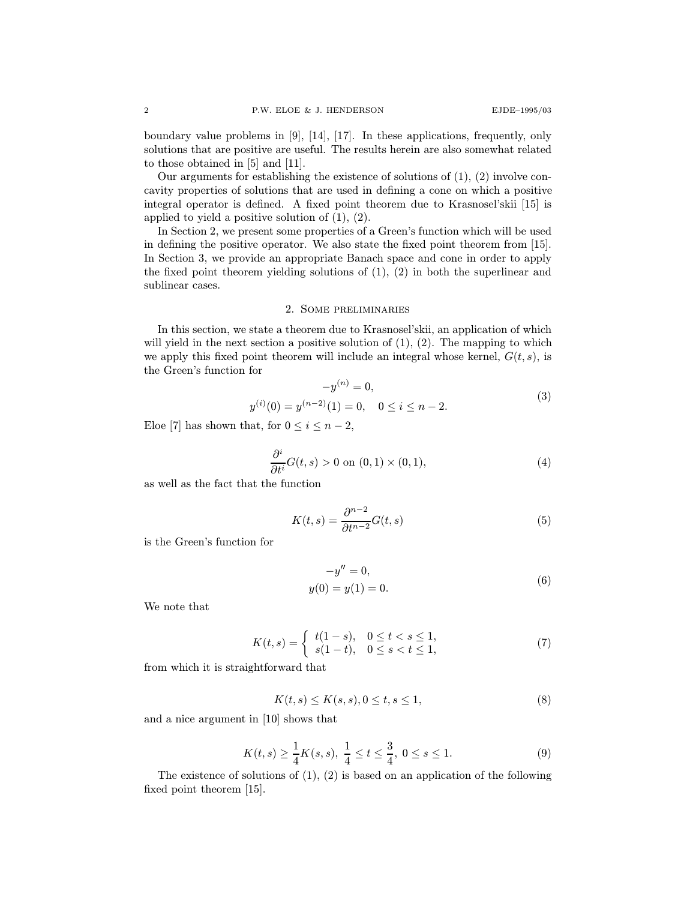boundary value problems in [9], [14], [17]. In these applications, frequently, only solutions that are positive are useful. The results herein are also somewhat related to those obtained in [5] and [11].

Our arguments for establishing the existence of solutions of (1), (2) involve concavity properties of solutions that are used in defining a cone on which a positive integral operator is defined. A fixed point theorem due to Krasnosel'skii [15] is applied to yield a positive solution of (1), (2).

In Section 2, we present some properties of a Green's function which will be used in defining the positive operator. We also state the fixed point theorem from [15]. In Section 3, we provide an appropriate Banach space and cone in order to apply the fixed point theorem yielding solutions of (1), (2) in both the superlinear and sublinear cases.

## 2. Some preliminaries

In this section, we state a theorem due to Krasnosel'skii, an application of which will yield in the next section a positive solution of (1), (2). The mapping to which we apply this fixed point theorem will include an integral whose kernel, $G(t,s)$, is the Green's function for

$$
\begin{gathered}
-y^{(n)} = 0, \\
y^{(i)}(0) = y^{(n-2)}(1) = 0, \quad 0 \le i \le n-2.
\end{gathered}
\tag{3}
$$

Eloe [7] has shown that, for $0 \le i \le n-2$,

$$
\frac{\partial^i}{\partial t^i} G(t,s) > 0 \text{ on } (0,1) \times (0,1), \tag{4}
$$

as well as the fact that the function

$$
K(t,s) = \frac{\partial^{n-2}}{\partial t^{n-2}} G(t,s) \tag{5}
$$

is the Green's function for

$$
\begin{gathered}
-y'' = 0, \\
y(0) = y(1) = 0.
\end{gathered}
\tag{6}
$$

We note that

$$
K(t,s) = \begin{cases} t(1-s), & 0 \le t < s \le 1, \\ s(1-t), & 0 \le s < t \le 1, \end{cases} \tag{7}
$$

from which it is straightforward that

$$
K(t,s) \le K(s,s), 0 \le t, s \le 1, \tag{8}
$$

and a nice argument in [10] shows that

$$
K(t,s) \ge \frac{1}{4} K(s,s),\ \frac{1}{4} \le t \le \frac{3}{4},\ 0 \le s \le 1. \tag{9}
$$

The existence of solutions of (1), (2) is based on an application of the following fixed point theorem [15].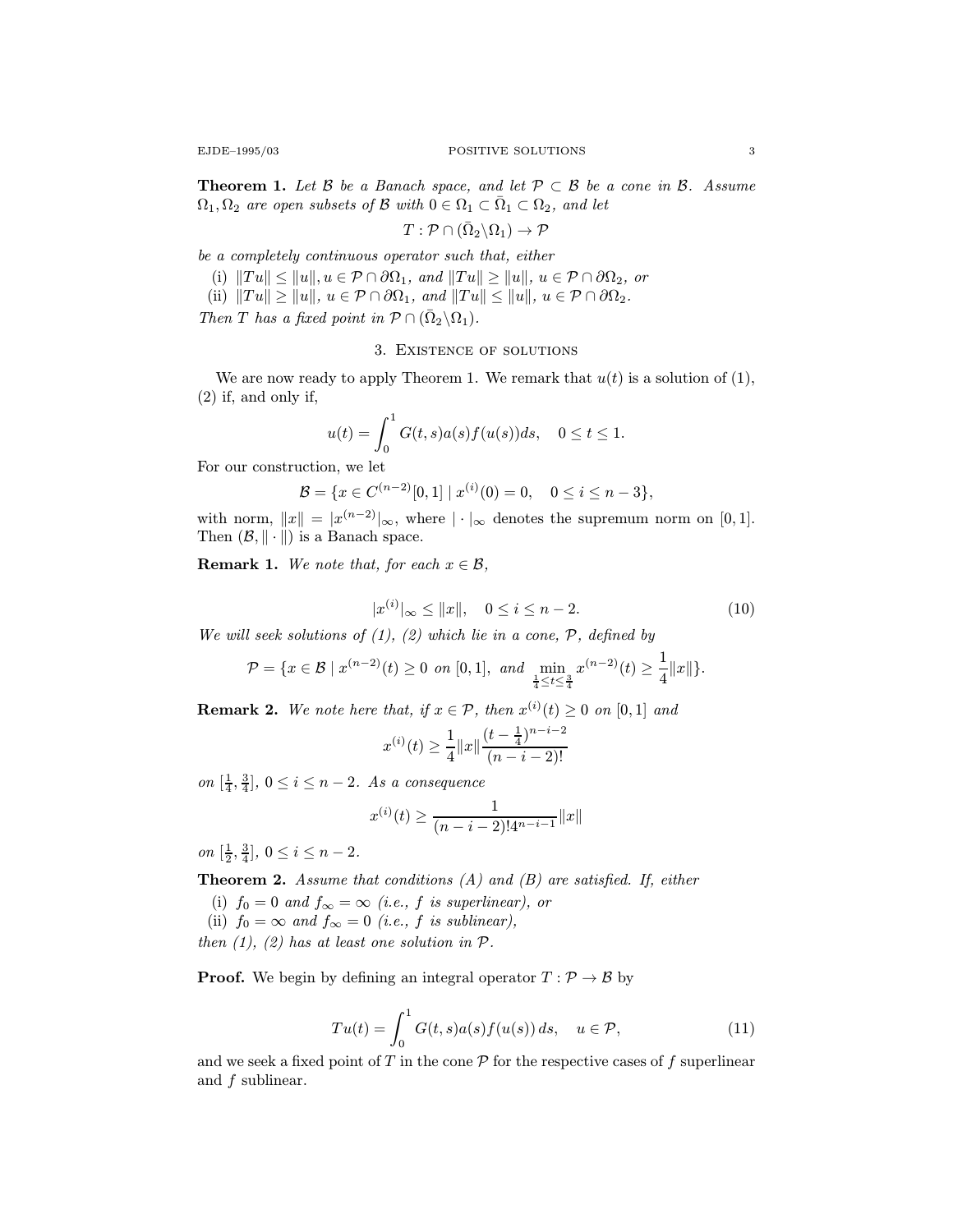**Theorem 1.** *Let $\mathcal{B}$ be a Banach space, and let $\mathcal{P} \subset \mathcal{B}$ be a cone in $\mathcal{B}$. Assume $\Omega_1, \Omega_2$ are open subsets of $\mathcal{B}$ with $0 \in \Omega_1 \subset \bar{\Omega}_1 \subset \Omega_2$, and let*

$$T : \mathcal{P} \cap (\bar{\Omega}_2 \backslash \Omega_1) \to \mathcal{P}$$

*be a completely continuous operator such that, either*

(i) $\|Tu\| \leq \|u\|, u \in \mathcal{P} \cap \partial\Omega_1$, *and* $\|Tu\| \geq \|u\|$, $u \in \mathcal{P} \cap \partial\Omega_2$, *or*

(ii) $\|Tu\| \geq \|u\|$, $u \in \mathcal{P} \cap \partial\Omega_1$, *and* $\|Tu\| \leq \|u\|$, $u \in \mathcal{P} \cap \partial\Omega_2$.

*Then $T$ has a fixed point in $\mathcal{P} \cap (\bar{\Omega}_2 \backslash \Omega_1)$.*

## 3. Existence of solutions

We are now ready to apply Theorem 1. We remark that $u(t)$ is a solution of (1), (2) if, and only if,

$$u(t) = \int_0^1 G(t,s)a(s)f(u(s))ds, \quad 0 \leq t \leq 1.$$

For our construction, we let

$$\mathcal{B} = \{x \in C^{(n-2)}[0,1] \mid x^{(i)}(0) = 0, \quad 0 \leq i \leq n-3\},$$

with norm, $\|x\| = |x^{(n-2)}|_\infty$, where $|\cdot|_\infty$ denotes the supremum norm on $[0,1]$. Then $(\mathcal{B}, \|\cdot\|)$ is a Banach space.

**Remark 1.** *We note that, for each $x \in \mathcal{B}$,*

$$|x^{(i)}|_\infty \leq \|x\|, \quad 0 \leq i \leq n-2. \tag{10}$$

*We will seek solutions of (1), (2) which lie in a cone, $\mathcal{P}$, defined by*

$$\mathcal{P} = \{x \in \mathcal{B} \mid x^{(n-2)}(t) \geq 0 \text{ on } [0,1], \text{ and } \min_{\frac{1}{4} \leq t \leq \frac{3}{4}} x^{(n-2)}(t) \geq \frac{1}{4}\|x\|\}.$$

**Remark 2.** *We note here that, if $x \in \mathcal{P}$, then $x^{(i)}(t) \geq 0$ on $[0,1]$ and*

$$x^{(i)}(t) \geq \frac{1}{4}\|x\| \frac{(t-\frac{1}{4})^{n-i-2}}{(n-i-2)!}$$

*on $[\frac{1}{4}, \frac{3}{4}]$, $0 \leq i \leq n-2$. As a consequence*

$$x^{(i)}(t) \geq \frac{1}{(n-i-2)! 4^{n-i-1}}\|x\|$$

*on $[\frac{1}{2}, \frac{3}{4}]$, $0 \leq i \leq n-2$.*

**Theorem 2.** *Assume that conditions (A) and (B) are satisfied. If, either*

(i) $f_0 = 0$ *and* $f_\infty = \infty$ *(i.e., $f$ is superlinear), or*

(ii) $f_0 = \infty$ *and* $f_\infty = 0$ *(i.e., $f$ is sublinear),*

*then (1), (2) has at least one solution in $\mathcal{P}$.*

**Proof.** We begin by defining an integral operator $T : \mathcal{P} \to \mathcal{B}$ by

$$Tu(t) = \int_0^1 G(t,s)a(s)f(u(s))\,ds, \quad u \in \mathcal{P}, \tag{11}$$

and we seek a fixed point of $T$ in the cone $\mathcal{P}$ for the respective cases of $f$ superlinear and $f$ sublinear.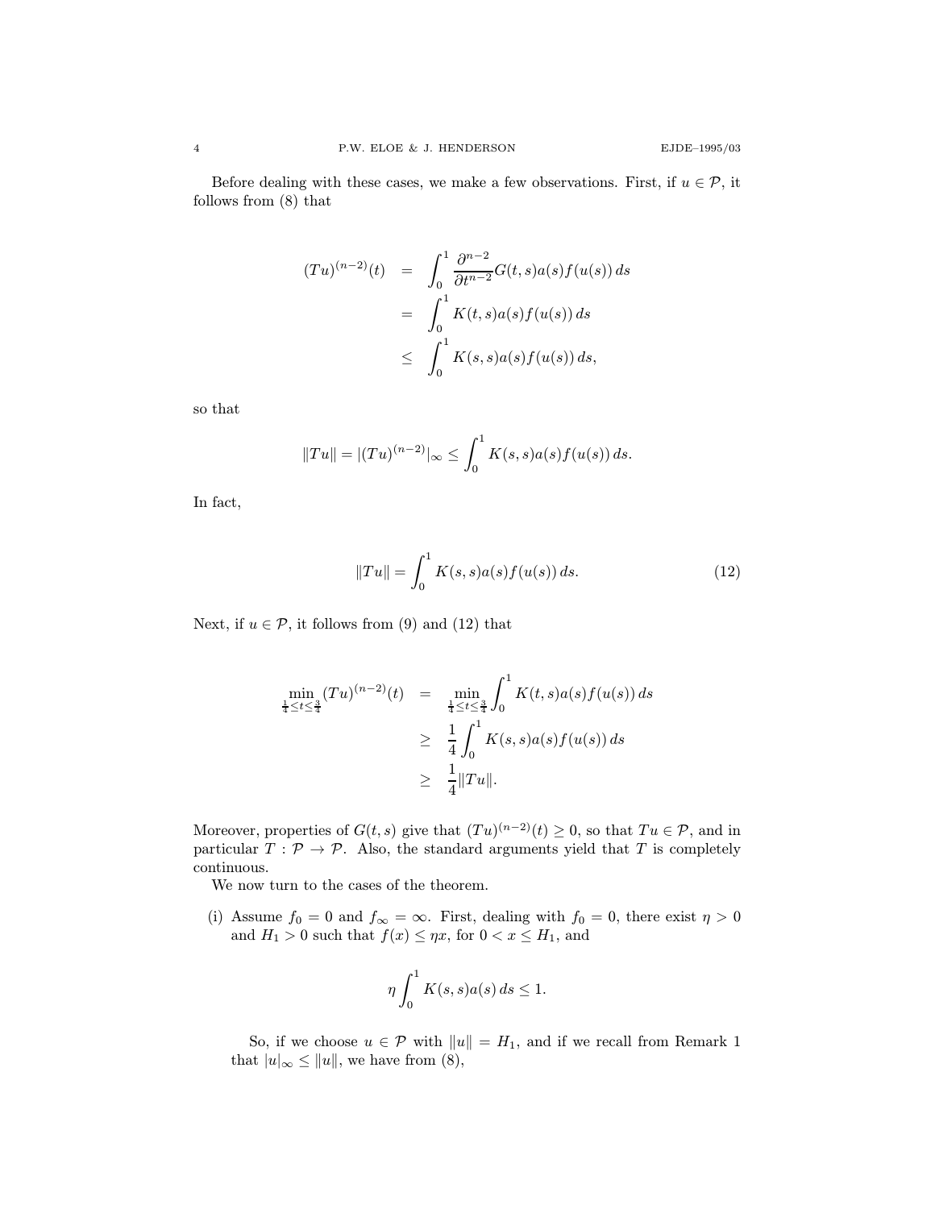Before dealing with these cases, we make a few observations. First, if $u \in \mathcal{P}$, it follows from (8) that

$$
\begin{aligned}
(Tu)^{(n-2)}(t) &= \int_0^1 \frac{\partial^{n-2}}{\partial t^{n-2}} G(t,s)a(s)f(u(s))\,ds \\
&= \int_0^1 K(t,s)a(s)f(u(s))\,ds \\
&\leq \int_0^1 K(s,s)a(s)f(u(s))\,ds,
\end{aligned}
$$

so that

$$
\|Tu\| = |(Tu)^{(n-2)}|_\infty \leq \int_0^1 K(s,s)a(s)f(u(s))\,ds.
$$

In fact,

$$
\|Tu\| = \int_0^1 K(s,s)a(s)f(u(s))\,ds. \tag{12}
$$

Next, if $u \in \mathcal{P}$, it follows from (9) and (12) that

$$
\begin{aligned}
\min_{\frac{1}{4} \leq t \leq \frac{3}{4}} (Tu)^{(n-2)}(t) &= \min_{\frac{1}{4} \leq t \leq \frac{3}{4}} \int_0^1 K(t,s)a(s)f(u(s))\,ds \\
&\geq \frac{1}{4} \int_0^1 K(s,s)a(s)f(u(s))\,ds \\
&\geq \frac{1}{4}\|Tu\|.
\end{aligned}
$$

Moreover, properties of $G(t,s)$ give that $(Tu)^{(n-2)}(t) \geq 0$, so that $Tu \in \mathcal{P}$, and in particular $T : \mathcal{P} \to \mathcal{P}$. Also, the standard arguments yield that $T$ is completely continuous.

We now turn to the cases of the theorem.

(i) Assume $f_0 = 0$ and $f_\infty = \infty$. First, dealing with $f_0 = 0$, there exist $\eta > 0$ and $H_1 > 0$ such that $f(x) \leq \eta x$, for $0 < x \leq H_1$, and

$$
\eta \int_0^1 K(s,s)a(s)\,ds \leq 1.
$$

So, if we choose $u \in \mathcal{P}$ with $\|u\| = H_1$, and if we recall from Remark 1 that $|u|_\infty \leq \|u\|$, we have from (8),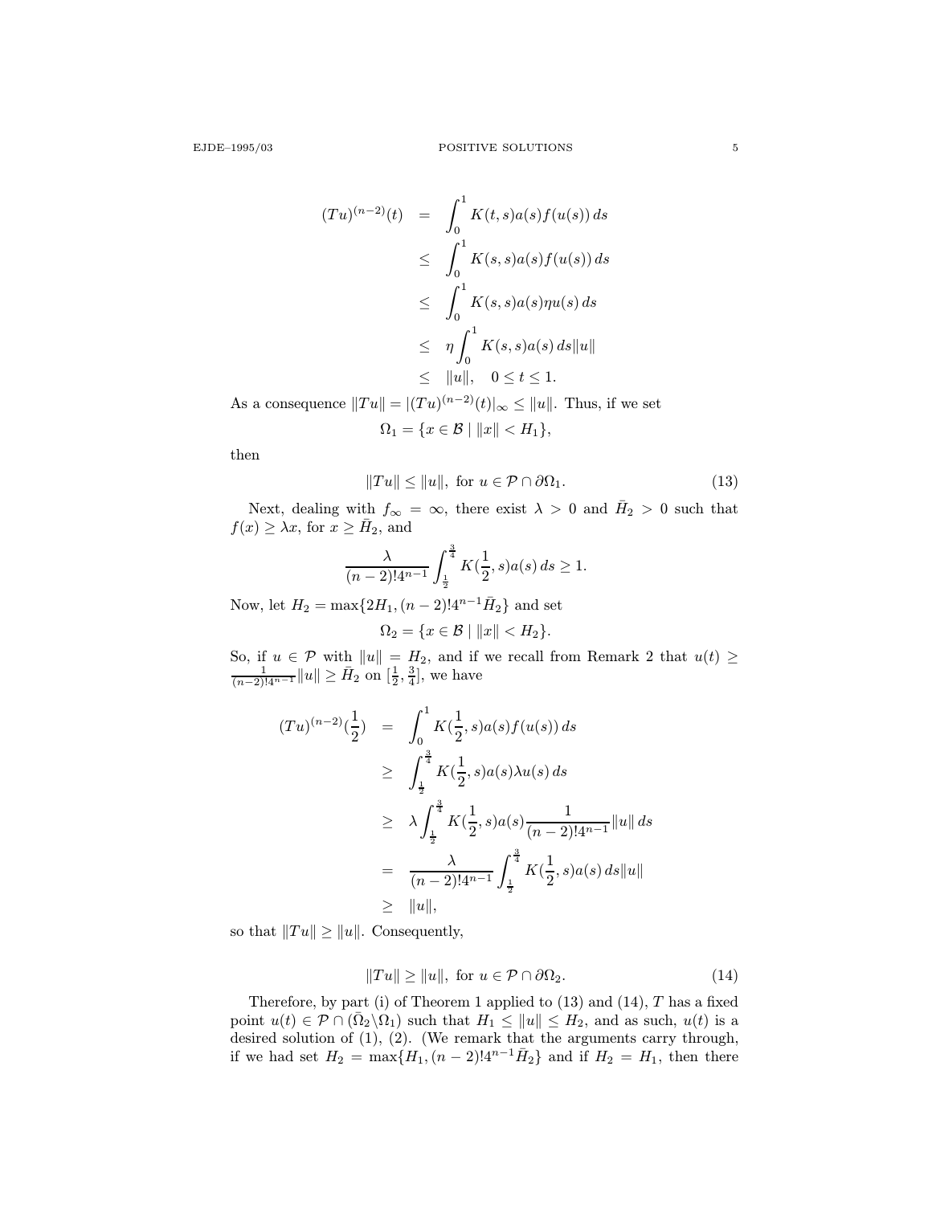$$
\begin{aligned}
(Tu)^{(n-2)}(t) &= \int_0^1 K(t,s)a(s)f(u(s))\,ds \\
&\leq \int_0^1 K(s,s)a(s)f(u(s))\,ds \\
&\leq \int_0^1 K(s,s)a(s)\eta u(s)\,ds \\
&\leq \eta \int_0^1 K(s,s)a(s)\,ds\|u\| \\
&\leq \|u\|, \quad 0 \leq t \leq 1.
\end{aligned}
$$

As a consequence $\|Tu\| = |(Tu)^{(n-2)}(t)|_\infty \leq \|u\|$. Thus, if we set

$$
\Omega_1 = \{x \in \mathcal{B} \mid \|x\| < H_1\},
$$

then

$$
\|Tu\| \leq \|u\|, \text{ for } u \in \mathcal{P} \cap \partial\Omega_1. \tag{13}
$$

Next, dealing with $f_\infty = \infty$, there exist $\lambda > 0$ and $\bar{H}_2 > 0$ such that $f(x) \geq \lambda x$, for $x \geq \bar{H}_2$, and

$$
\frac{\lambda}{(n-2)!4^{n-1}} \int_{\frac{1}{2}}^{\frac{3}{4}} K(\frac{1}{2},s)a(s)\,ds \geq 1.
$$

Now, let $H_2 = \max\{2H_1, (n-2)!4^{n-1}\bar{H}_2\}$ and set

$$
\Omega_2 = \{x \in \mathcal{B} \mid \|x\| < H_2\}.
$$

So, if $u \in \mathcal{P}$ with $\|u\| = H_2$, and if we recall from Remark 2 that $u(t) \geq \frac{1}{(n-2)!4^{n-1}}\|u\| \geq \bar{H}_2$ on $[\frac{1}{2}, \frac{3}{4}]$, we have

$$
\begin{aligned}
(Tu)^{(n-2)}(\frac{1}{2}) &= \int_0^1 K(\frac{1}{2},s)a(s)f(u(s))\,ds \\
&\geq \int_{\frac{1}{2}}^{\frac{3}{4}} K(\frac{1}{2},s)a(s)\lambda u(s)\,ds \\
&\geq \lambda \int_{\frac{1}{2}}^{\frac{3}{4}} K(\frac{1}{2},s)a(s)\frac{1}{(n-2)!4^{n-1}}\|u\|\,ds \\
&= \frac{\lambda}{(n-2)!4^{n-1}} \int_{\frac{1}{2}}^{\frac{3}{4}} K(\frac{1}{2},s)a(s)\,ds\|u\| \\
&\geq \|u\|,
\end{aligned}
$$

so that $\|Tu\| \geq \|u\|$. Consequently,

$$
\|Tu\| \geq \|u\|, \text{ for } u \in \mathcal{P} \cap \partial\Omega_2. \tag{14}
$$

Therefore, by part (i) of Theorem 1 applied to (13) and (14), $T$ has a fixed point $u(t) \in \mathcal{P} \cap (\bar{\Omega}_2 \backslash \Omega_1)$ such that $H_1 \leq \|u\| \leq H_2$, and as such, $u(t)$ is a desired solution of (1), (2). (We remark that the arguments carry through, if we had set $H_2 = \max\{H_1, (n-2)!4^{n-1}\bar{H}_2\}$ and if $H_2 = H_1$, then there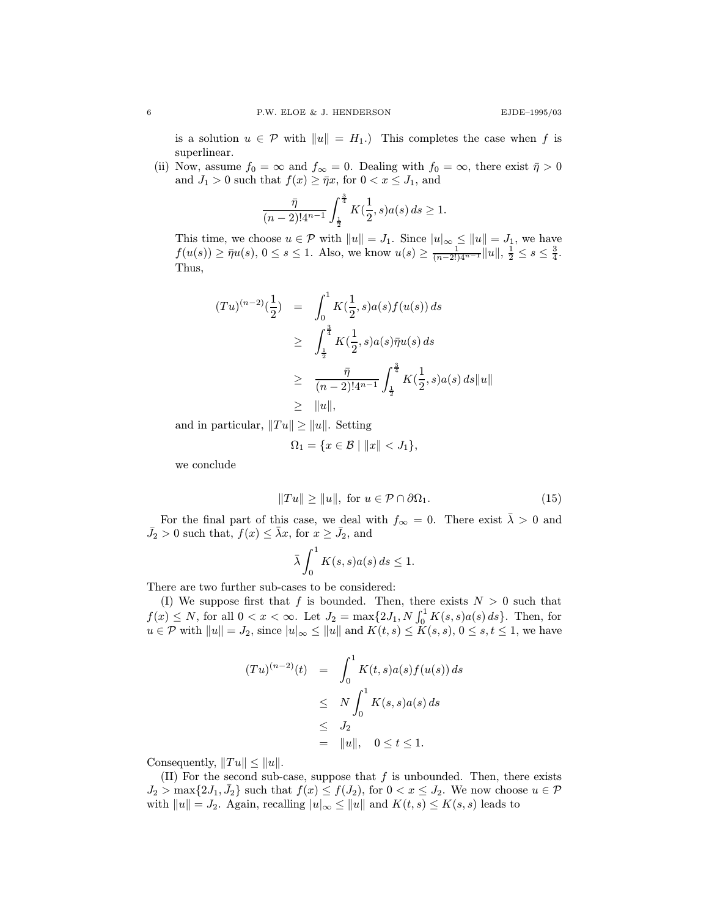is a solution $u \in \mathcal{P}$ with $\|u\| = H_1$.) This completes the case when $f$ is superlinear.

(ii) Now, assume $f_0 = \infty$ and $f_\infty = 0$. Dealing with $f_0 = \infty$, there exist $\bar{\eta} > 0$ and $J_1 > 0$ such that $f(x) \geq \bar{\eta} x$, for $0 < x \leq J_1$, and

$$\frac{\bar{\eta}}{(n-2)!4^{n-1}} \int_{\frac{1}{2}}^{\frac{3}{4}} K(\frac{1}{2}, s) a(s)\, ds \geq 1.$$

This time, we choose $u \in \mathcal{P}$ with $\|u\| = J_1$. Since $|u|_\infty \leq \|u\| = J_1$, we have $f(u(s)) \geq \bar{\eta} u(s)$, $0 \leq s \leq 1$. Also, we know $u(s) \geq \frac{1}{(n-2!)4^{n-1}} \|u\|$, $\frac{1}{2} \leq s \leq \frac{3}{4}$. Thus,

$$\begin{aligned}
(Tu)^{(n-2)}(\frac{1}{2}) &= \int_0^1 K(\frac{1}{2}, s) a(s) f(u(s))\, ds \\
&\geq \int_{\frac{1}{2}}^{\frac{3}{4}} K(\frac{1}{2}, s) a(s) \bar{\eta} u(s)\, ds \\
&\geq \frac{\bar{\eta}}{(n-2)!4^{n-1}} \int_{\frac{1}{2}}^{\frac{3}{4}} K(\frac{1}{2}, s) a(s)\, ds \|u\| \\
&\geq \|u\|,
\end{aligned}$$

and in particular, $\|Tu\| \geq \|u\|$. Setting

$$\Omega_1 = \{x \in \mathcal{B} \mid \|x\| < J_1\},$$

we conclude

$$\|Tu\| \geq \|u\|, \text{ for } u \in \mathcal{P} \cap \partial\Omega_1. \tag{15}$$

For the final part of this case, we deal with $f_\infty = 0$. There exist $\bar{\lambda} > 0$ and $\bar{J}_2 > 0$ such that, $f(x) \leq \bar{\lambda} x$, for $x \geq \bar{J}_2$, and

$$\bar{\lambda} \int_0^1 K(s, s) a(s)\, ds \leq 1.$$

There are two further sub-cases to be considered:

(I) We suppose first that $f$ is bounded. Then, there exists $N > 0$ such that $f(x) \leq N$, for all $0 < x < \infty$. Let $J_2 = \max\{2J_1, N \int_0^1 K(s, s) a(s)\, ds\}$. Then, for $u \in \mathcal{P}$ with $\|u\| = J_2$, since $|u|_\infty \leq \|u\|$ and $K(t, s) \leq K(s, s)$, $0 \leq s, t \leq 1$, we have

$$\begin{aligned}
(Tu)^{(n-2)}(t) &= \int_0^1 K(t, s) a(s) f(u(s))\, ds \\
&\leq N \int_0^1 K(s, s) a(s)\, ds \\
&\leq J_2 \\
&= \|u\|, \quad 0 \leq t \leq 1.
\end{aligned}$$

Consequently, $\|Tu\| \leq \|u\|$.

(II) For the second sub-case, suppose that $f$ is unbounded. Then, there exists $J_2 > \max\{2J_1, \bar{J}_2\}$ such that $f(x) \leq f(J_2)$, for $0 < x \leq J_2$. We now choose $u \in \mathcal{P}$ with $\|u\| = J_2$. Again, recalling $|u|_\infty \leq \|u\|$ and $K(t, s) \leq K(s, s)$ leads to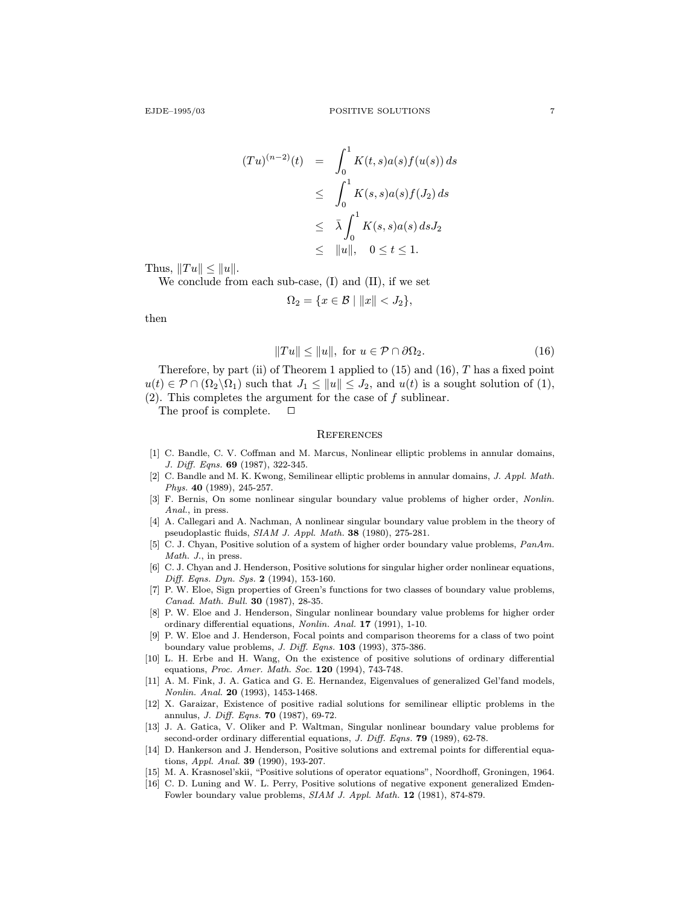$$
\begin{aligned}
(Tu)^{(n-2)}(t) &= \int_0^1 K(t,s)a(s)f(u(s))\,ds \\
&\leq \int_0^1 K(s,s)a(s)f(J_2)\,ds \\
&\leq \bar{\lambda}\int_0^1 K(s,s)a(s)\,ds J_2 \\
&\leq \|u\|, \quad 0 \leq t \leq 1.
\end{aligned}
$$

Thus, $\|Tu\| \leq \|u\|$.

We conclude from each sub-case, (I) and (II), if we set

$$
\Omega_2 = \{x \in \mathcal{B} \mid \|x\| < J_2\},
$$

then

$$
\|Tu\| \leq \|u\|, \text{ for } u \in \mathcal{P} \cap \partial\Omega_2. \tag{16}
$$

Therefore, by part (ii) of Theorem 1 applied to (15) and (16), $T$ has a fixed point $u(t) \in \mathcal{P} \cap (\Omega_2 \backslash \Omega_1)$ such that $J_1 \leq \|u\| \leq J_2$, and $u(t)$ is a sought solution of (1), (2). This completes the argument for the case of $f$ sublinear.

The proof is complete. $\square$

## References

[1] C. Bandle, C. V. Coffman and M. Marcus, Nonlinear elliptic problems in annular domains, *J. Diff. Eqns.* **69** (1987), 322-345.

[2] C. Bandle and M. K. Kwong, Semilinear elliptic problems in annular domains, *J. Appl. Math. Phys.* **40** (1989), 245-257.

[3] F. Bernis, On some nonlinear singular boundary value problems of higher order, *Nonlin. Anal.*, in press.

[4] A. Callegari and A. Nachman, A nonlinear singular boundary value problem in the theory of pseudoplastic fluids, *SIAM J. Appl. Math.* **38** (1980), 275-281.

[5] C. J. Chyan, Positive solution of a system of higher order boundary value problems, *PanAm. Math. J.*, in press.

[6] C. J. Chyan and J. Henderson, Positive solutions for singular higher order nonlinear equations, *Diff. Eqns. Dyn. Sys.* **2** (1994), 153-160.

[7] P. W. Eloe, Sign properties of Green's functions for two classes of boundary value problems, *Canad. Math. Bull.* **30** (1987), 28-35.

[8] P. W. Eloe and J. Henderson, Singular nonlinear boundary value problems for higher order ordinary differential equations, *Nonlin. Anal.* **17** (1991), 1-10.

[9] P. W. Eloe and J. Henderson, Focal points and comparison theorems for a class of two point boundary value problems, *J. Diff. Eqns.* **103** (1993), 375-386.

[10] L. H. Erbe and H. Wang, On the existence of positive solutions of ordinary differential equations, *Proc. Amer. Math. Soc.* **120** (1994), 743-748.

[11] A. M. Fink, J. A. Gatica and G. E. Hernandez, Eigenvalues of generalized Gel'fand models, *Nonlin. Anal.* **20** (1993), 1453-1468.

[12] X. Garaizar, Existence of positive radial solutions for semilinear elliptic problems in the annulus, *J. Diff. Eqns.* **70** (1987), 69-72.

[13] J. A. Gatica, V. Oliker and P. Waltman, Singular nonlinear boundary value problems for second-order ordinary differential equations, *J. Diff. Eqns.* **79** (1989), 62-78.

[14] D. Hankerson and J. Henderson, Positive solutions and extremal points for differential equations, *Appl. Anal.* **39** (1990), 193-207.

[15] M. A. Krasnosel'skii, "Positive solutions of operator equations", Noordhoff, Groningen, 1964.

[16] C. D. Luning and W. L. Perry, Positive solutions of negative exponent generalized Emden-Fowler boundary value problems, *SIAM J. Appl. Math.* **12** (1981), 874-879.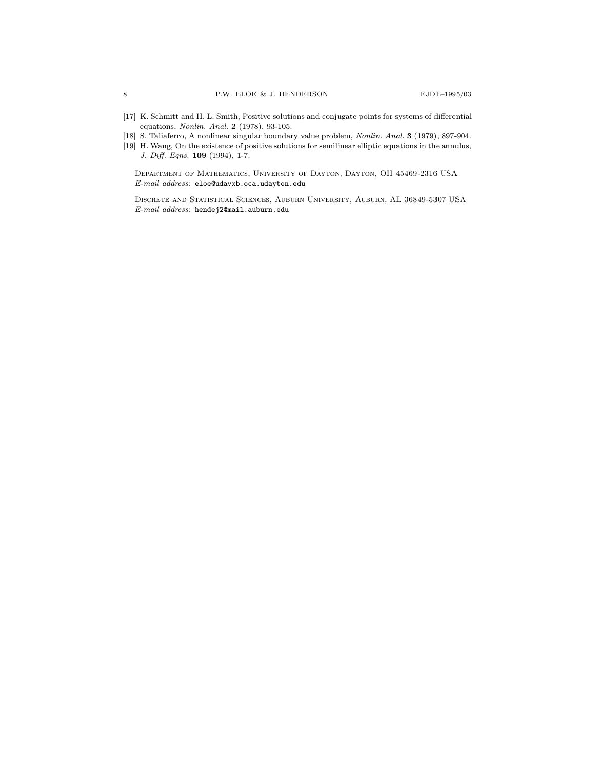[17] K. Schmitt and H. L. Smith, Positive solutions and conjugate points for systems of differential equations, *Nonlin. Anal.* **2** (1978), 93-105.

[18] S. Taliaferro, A nonlinear singular boundary value problem, *Nonlin. Anal.* **3** (1979), 897-904.

[19] H. Wang, On the existence of positive solutions for semilinear elliptic equations in the annulus, *J. Diff. Eqns.* **109** (1994), 1-7.

Department of Mathematics, University of Dayton, Dayton, OH 45469-2316 USA
*E-mail address*: `eloe@udavxb.oca.udayton.edu`

Discrete and Statistical Sciences, Auburn University, Auburn, AL 36849-5307 USA
*E-mail address*: `hendej2@mail.auburn.edu`